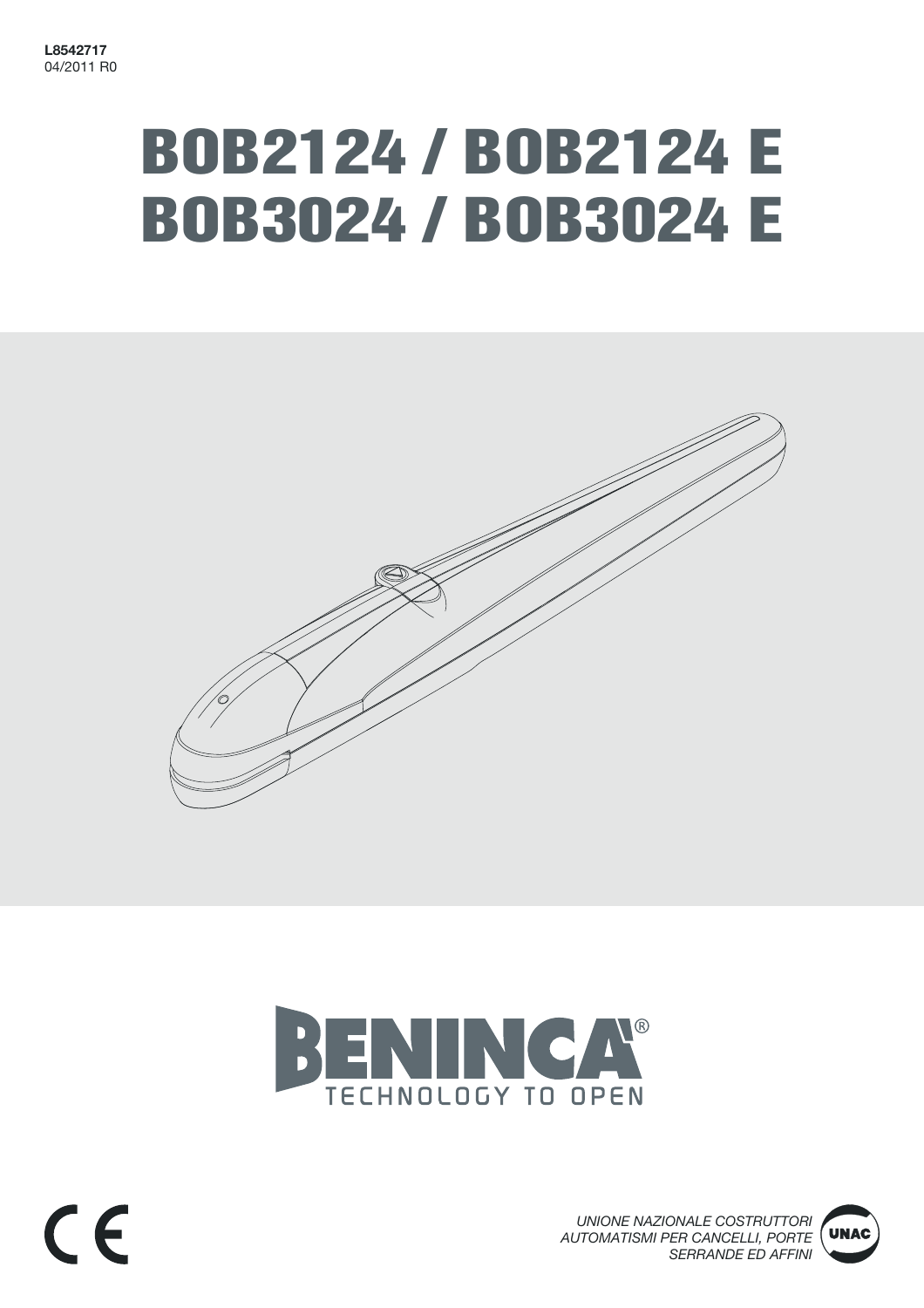**L8542717**
04/2011 R0

# BOB2124 / BOB2124 E
# BOB3024 / BOB3024 E

BENINCÀ®
TECHNOLOGY TO OPEN

*UNIONE NAZIONALE COSTRUTTORI AUTOMATISMI PER CANCELLI, PORTE SERRANDE ED AFFINI*

UNAC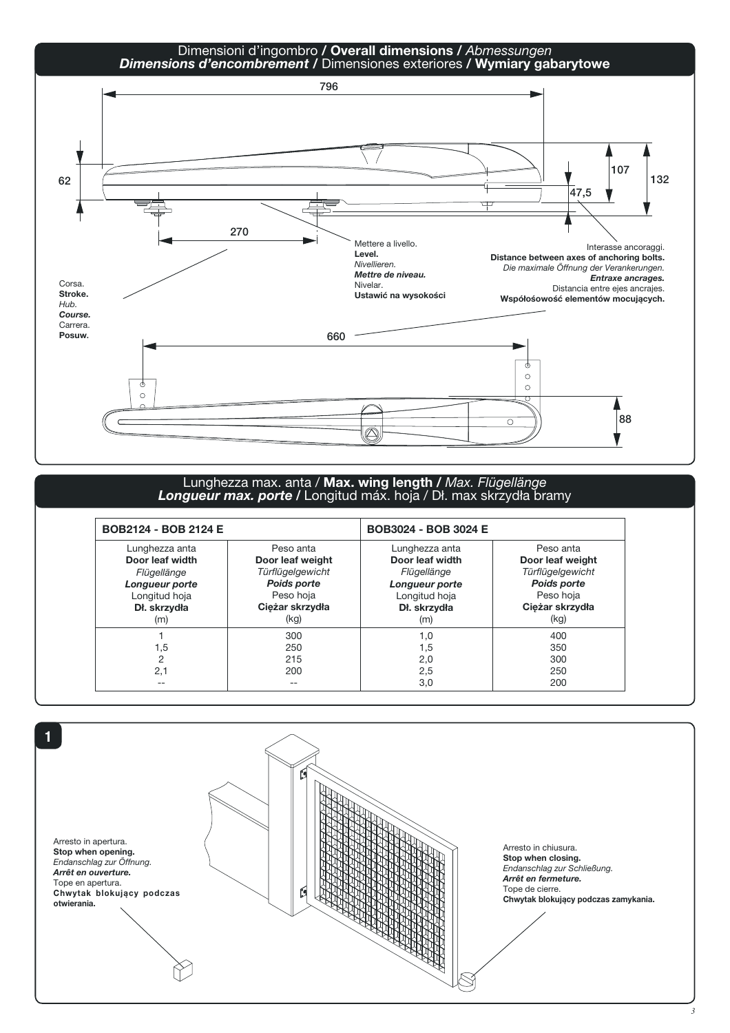## Dimensioni d'ingombro / **Overall dimensions** / *Abmessungen* / ***Dimensions d'encombrement*** / Dimensiones exteriores / **Wymiary gabarytowe**

796

62

107

132

47,5

270

Corsa.
**Stroke.**
*Hub.*
***Course.***
Carrera.
**Posuw.**

Mettere a livello.
**Level.**
*Nivellieren.*
***Mettre de niveau.***
Nivelar.
**Ustawić na wysokości**

Interasse ancoraggi.
**Distance between axes of anchoring bolts.**
*Die maximale Öffnung der Verankerungen.*
***Entraxe ancrages.***
Distancia entre ejes ancrajes.
**Współośowość elementów mocujących.**

660

88

## Lunghezza max. anta / **Max. wing length** / *Max. Flügellänge* / ***Longueur max. porte*** / Longitud máx. hoja / Dł. max skrzydła bramy

| BOB2124 - BOB 2124 E | | BOB3024 - BOB 3024 E | |
|---|---|---|---|
| Lunghezza anta **Door leaf width** *Flügellänge* ***Longueur porte*** Longitud hoja **Dł. skrzydła** (m) | Peso anta **Door leaf weight** *Türflügelgewicht* ***Poids porte*** Peso hoja **Ciężar skrzydła** (kg) | Lunghezza anta **Door leaf width** *Flügellänge* ***Longueur porte*** Longitud hoja **Dł. skrzydła** (m) | Peso anta **Door leaf weight** *Türflügelgewicht* ***Poids porte*** Peso hoja **Ciężar skrzydła** (kg) |
| 1 | 300 | 1,0 | 400 |
| 1,5 | 250 | 1,5 | 350 |
| 2 | 215 | 2,0 | 300 |
| 2,1 | 200 | 2,5 | 250 |
| -- | -- | 3,0 | 200 |

**1**

Arresto in apertura.
**Stop when opening.**
*Endanschlag zur Öffnung.*
***Arrêt en ouverture.***
Tope en apertura.
**Chwytak blokujący podczas otwierania.**

Arresto in chiusura.
**Stop when closing.**
*Endanschlag zur Schließung.*
***Arrêt en fermeture.***
Tope de cierre.
**Chwytak blokujący podczas zamykania.**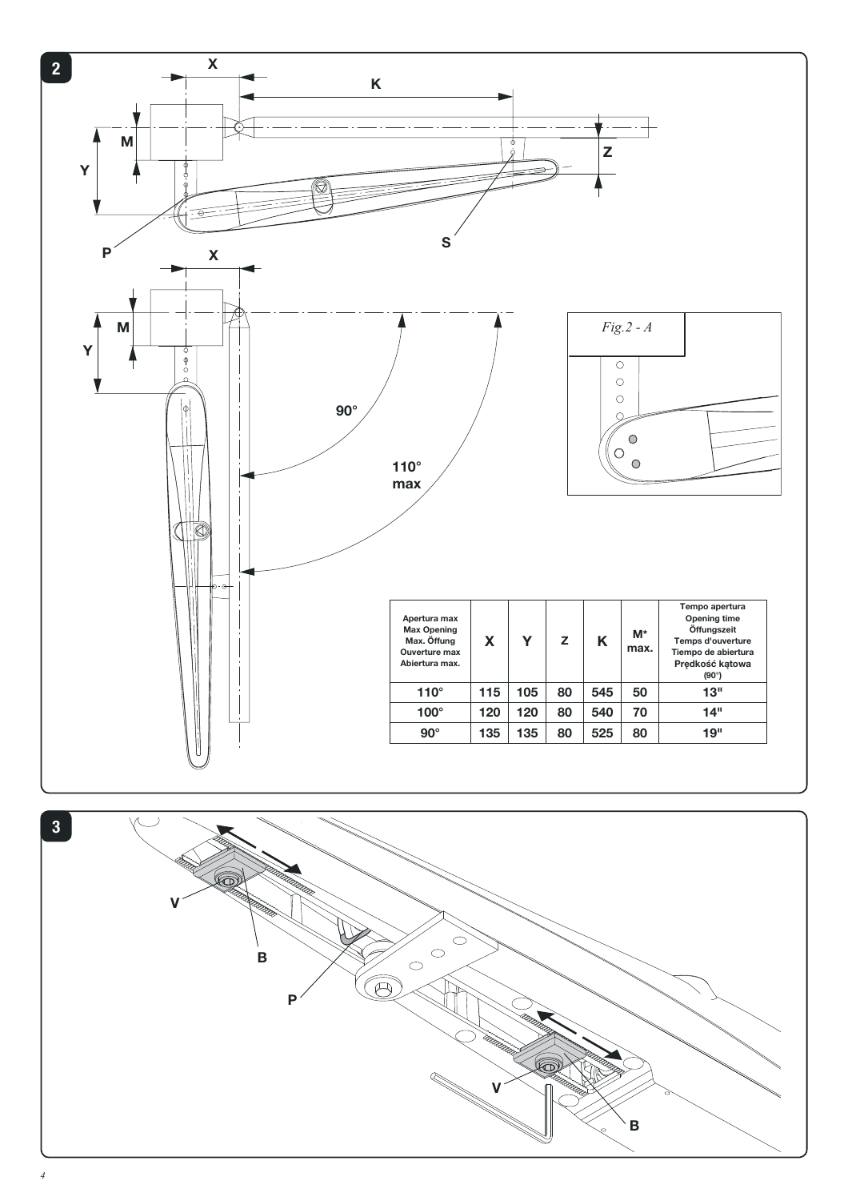**2**

*Fig.2 - A*

| Apertura max<br>Max Opening<br>Max. Öffung<br>Ouverture max<br>Abiertura max. | X | Y | Z | K | M* max. | Tempo apertura<br>Opening time<br>Öffungszeit<br>Temps d'ouverture<br>Tiempo de abiertura<br>Prędkość kątowa<br>(90°) |
|---|---|---|---|---|---|---|
| 110° | 115 | 105 | 80 | 545 | 50 | 13" |
| 100° | 120 | 120 | 80 | 540 | 70 | 14" |
| 90° | 135 | 135 | 80 | 525 | 80 | 19" |

**3**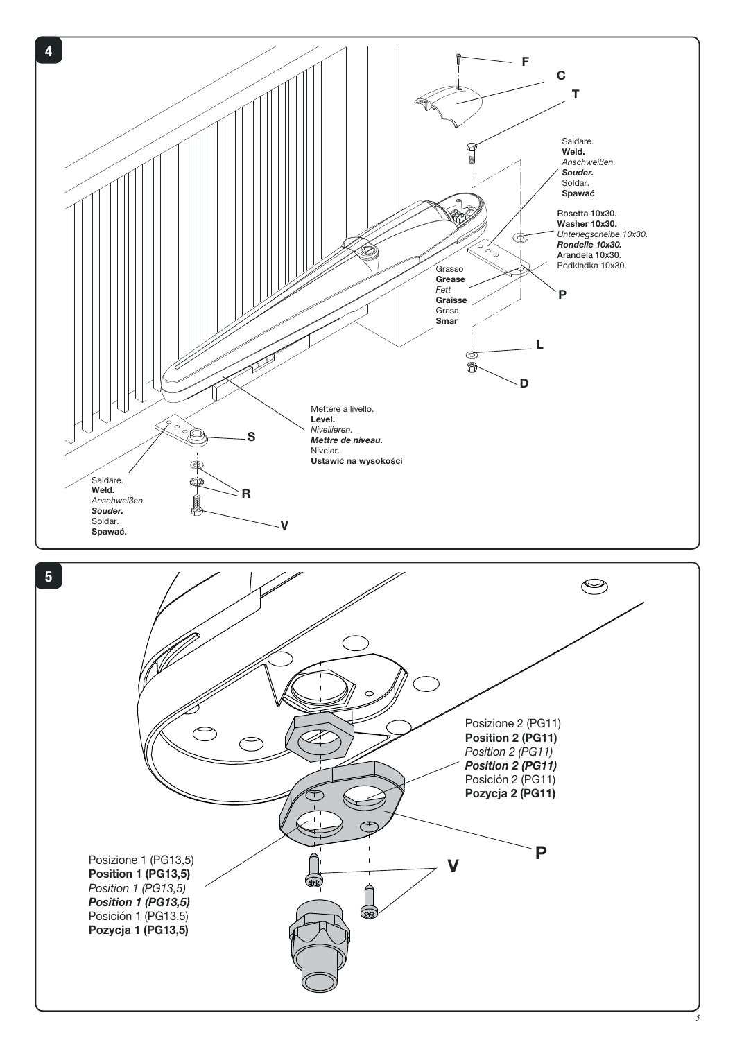**4**

F

C

T

Saldare.
**Weld.**
*Anschweißen.*
***Souder.***
Soldar.
**Spawać**

**Rosetta 10x30.**
**Washer 10x30.**
*Unterlegscheibe 10x30.*
***Rondelle 10x30.***
**Arandela 10x30.**
Podkładka 10x30.

Grasso
**Grease**
*Fett*
**Graisse**
Grasa
**Smar**

P

L

D

Mettere a livello.
**Level.**
*Nivellieren.*
***Mettre de niveau.***
Nivelar.
**Ustawić na wysokości**

S

R

V

Saldare.
**Weld.**
*Anschweißen.*
***Souder.***
Soldar.
**Spawać.**

**5**

Posizione 2 (PG11)
**Position 2 (PG11)**
*Position 2 (PG11)*
***Position 2 (PG11)***
Posición 2 (PG11)
**Pozycja 2 (PG11)**

P

V

Posizione 1 (PG13,5)
**Position 1 (PG13,5)**
*Position 1 (PG13,5)*
***Position 1 (PG13,5)***
Posición 1 (PG13,5)
**Pozycja 1 (PG13,5)**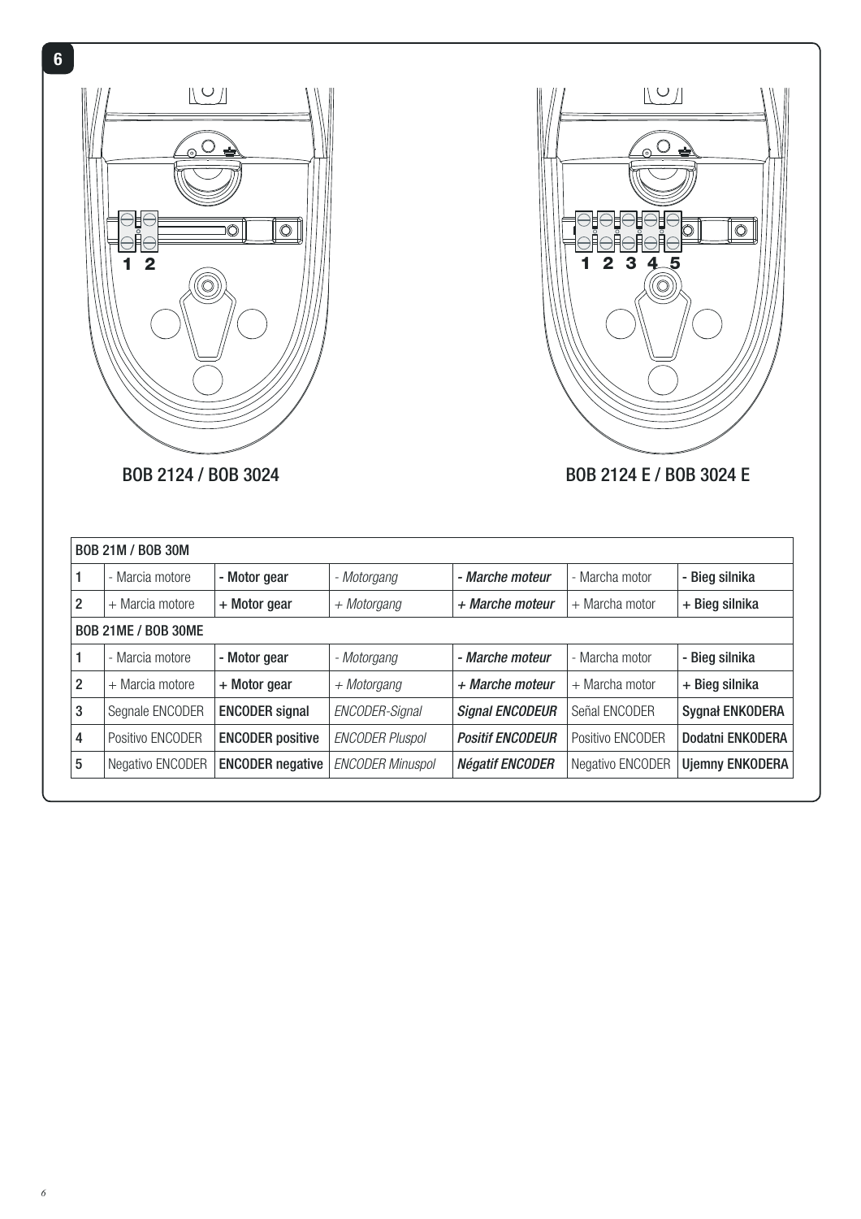**6**

1 2

BOB 2124 / BOB 3024

1 2 3 4 5

BOB 2124 E / BOB 3024 E

| BOB 21M / BOB 30M | | | | | | |
|---|---|---|---|---|---|---|
| 1 | - Marcia motore | **- Motor gear** | *- Motorgang* | ***- Marche moteur*** | - Marcha motor | **- Bieg silnika** |
| 2 | + Marcia motore | **+ Motor gear** | *+ Motorgang* | ***+ Marche moteur*** | + Marcha motor | **+ Bieg silnika** |
| **BOB 21ME / BOB 30ME** | | | | | | |
| 1 | - Marcia motore | **- Motor gear** | *- Motorgang* | ***- Marche moteur*** | - Marcha motor | **- Bieg silnika** |
| 2 | + Marcia motore | **+ Motor gear** | *+ Motorgang* | ***+ Marche moteur*** | + Marcha motor | **+ Bieg silnika** |
| 3 | Segnale ENCODER | **ENCODER signal** | *ENCODER-Signal* | ***Signal ENCODEUR*** | Señal ENCODER | **Sygnał ENKODERA** |
| 4 | Positivo ENCODER | **ENCODER positive** | *ENCODER Pluspol* | ***Positif ENCODEUR*** | Positivo ENCODER | **Dodatni ENKODERA** |
| 5 | Negativo ENCODER | **ENCODER negative** | *ENCODER Minuspol* | ***Négatif ENCODER*** | Negativo ENCODER | **Ujemny ENKODERA** |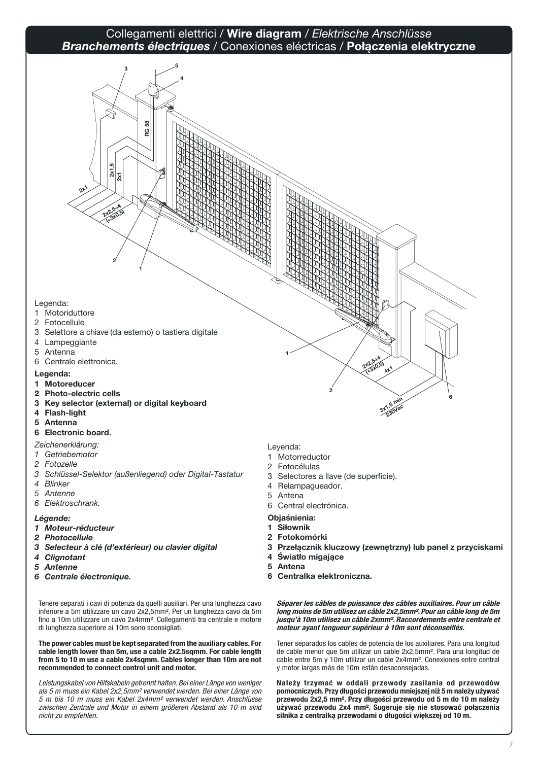# Collegamenti elettrici / **Wire diagram** / *Elektrische Anschlüsse*
# ***Branchements électriques*** / Conexiones eléctricas / **Połączenia elektryczne**

Legenda:
1 Motoriduttore
2 Fotocellule
3 Selettore a chiave (da esterno) o tastiera digitale
4 Lampeggiante
5 Antenna
6 Centrale elettronica.

**Legenda:**
**1 Motoreducer**
**2 Photo-electric cells**
**3 Key selector (external) or digital keyboard**
**4 Flash-light**
**5 Antenna**
**6 Electronic board.**

*Zeichenerklärung:*
*1 Getriebemotor*
*2 Fotozelle*
*3 Schlüssel-Selektor (außenliegend) oder Digital-Tastatur*
*4 Blinker*
*5 Antenne*
*6 Elektroschrank.*

***Légende:***
***1 Moteur-réducteur***
***2 Photocellule***
***3 Selecteur à clé (d'extérieur) ou clavier digital***
***4 Clignotant***
***5 Antenne***
***6 Centrale électronique.***

Leyenda:
1 Motorreductor
2 Fotocélulas
3 Selectores a llave (de superficie).
4 Relampagueador.
5 Antena
6 Central electrónica.

**Objaśnienia:**
**1 Siłownik**
**2 Fotokomórki**
**3 Przełącznik kluczowy (zewnętrzny) lub panel z przyciskami**
**4 Światło migające**
**5 Antena**
**6 Centralka elektroniczna.**

Tenere separati i cavi di potenza da quelli ausiliari. Per una lunghezza cavo inferiore a 5m utilizzare un cavo 2x2,5mm². Per un lunghezza cavo da 5m fino a 10m utilizzare un cavo 2x4mm². Collegamenti tra centrale e motore di lunghezza superiore ai 10m sono sconsigliati.

**The power cables must be kept separated from the auxiliary cables. For cable length lower than 5m, use a cable 2x2.5sqmm. For cable length from 5 to 10 m use a cable 2x4sqmm. Cables longer than 10m are not recommended to connect control unit and motor.**

*Leistungskabel von Hilfskabeln getrennt halten. Bei einer Länge von weniger als 5 m muss ein Kabel 2x2,5mm² verwendet werden. Bei einer Länge von 5 m bis 10 m muss ein Kabel 2x4mm² verwendet werden. Anschlüsse zwischen Zentrale und Motor in einem größeren Abstand als 10 m sind nicht zu empfehlen.*

***Séparer les câbles de puissance des câbles auxiliaires. Pour un câble long moins de 5m utilisez un câble 2x2,5mm². Pour un câble long de 5m jusqu'à 10m utilisez un câble 2xmm². Raccordements entre centrale et moteur ayant longueur supérieur à 10m sont déconseillés.***

Tener separados los cables de potencia de los auxiliares. Para una longitud de cable menor que 5m utilizar un cable 2x2,5mm². Para una longitud de cable entre 5m y 10m utilizar un cable 2x4mm². Conexiones entre central y motor largas más de 10m están desaconsejadas.

**Należy trzymać w oddali przewody zasilania od przewodów pomocniczych. Przy długości przewodu mniejszej niż 5 m należy używać przewodu 2x2,5 mm². Przy długości przewodu od 5 m do 10 m należy używać przewodu 2x4 mm². Sugeruje się nie stosować połączenia silnika z centralką przewodami o długości większej od 10 m.**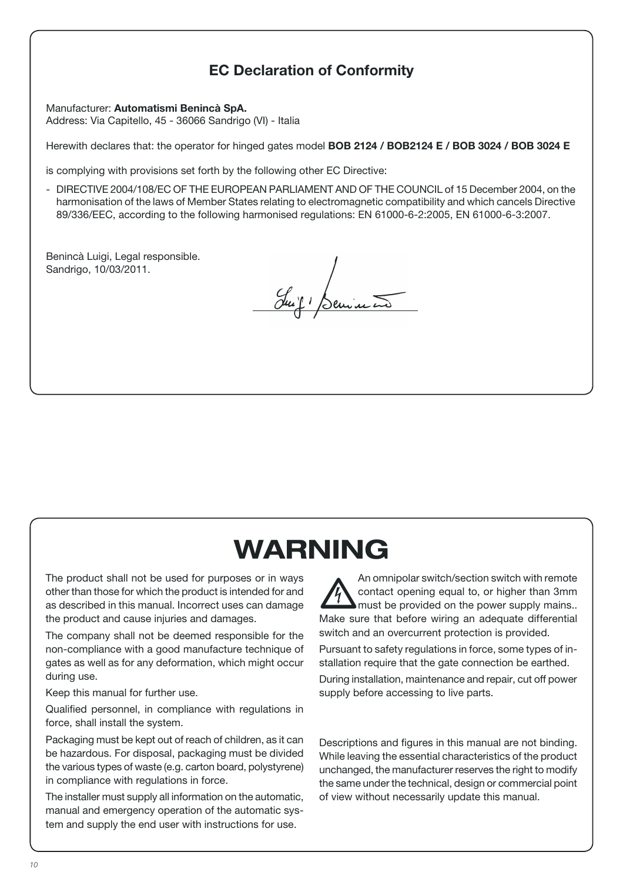## EC Declaration of Conformity

Manufacturer: **Automatismi Benincà SpA.**
Address: Via Capitello, 45 - 36066 Sandrigo (VI) - Italia

Herewith declares that: the operator for hinged gates model **BOB 2124 / BOB2124 E / BOB 3024 / BOB 3024 E**

is complying with provisions set forth by the following other EC Directive:

- DIRECTIVE 2004/108/EC OF THE EUROPEAN PARLIAMENT AND OF THE COUNCIL of 15 December 2004, on the harmonisation of the laws of Member States relating to electromagnetic compatibility and which cancels Directive 89/336/EEC, according to the following harmonised regulations: EN 61000-6-2:2005, EN 61000-6-3:2007.

Benincà Luigi, Legal responsible.
Sandrigo, 10/03/2011.

# WARNING

The product shall not be used for purposes or in ways other than those for which the product is intended for and as described in this manual. Incorrect uses can damage the product and cause injuries and damages.

The company shall not be deemed responsible for the non-compliance with a good manufacture technique of gates as well as for any deformation, which might occur during use.

Keep this manual for further use.

Qualified personnel, in compliance with regulations in force, shall install the system.

Packaging must be kept out of reach of children, as it can be hazardous. For disposal, packaging must be divided the various types of waste (e.g. carton board, polystyrene) in compliance with regulations in force.

The installer must supply all information on the automatic, manual and emergency operation of the automatic system and supply the end user with instructions for use.

An omnipolar switch/section switch with remote contact opening equal to, or higher than 3mm must be provided on the power supply mains.. Make sure that before wiring an adequate differential switch and an overcurrent protection is provided.

Pursuant to safety regulations in force, some types of installation require that the gate connection be earthed.

During installation, maintenance and repair, cut off power supply before accessing to live parts.

Descriptions and figures in this manual are not binding. While leaving the essential characteristics of the product unchanged, the manufacturer reserves the right to modify the same under the technical, design or commercial point of view without necessarily update this manual.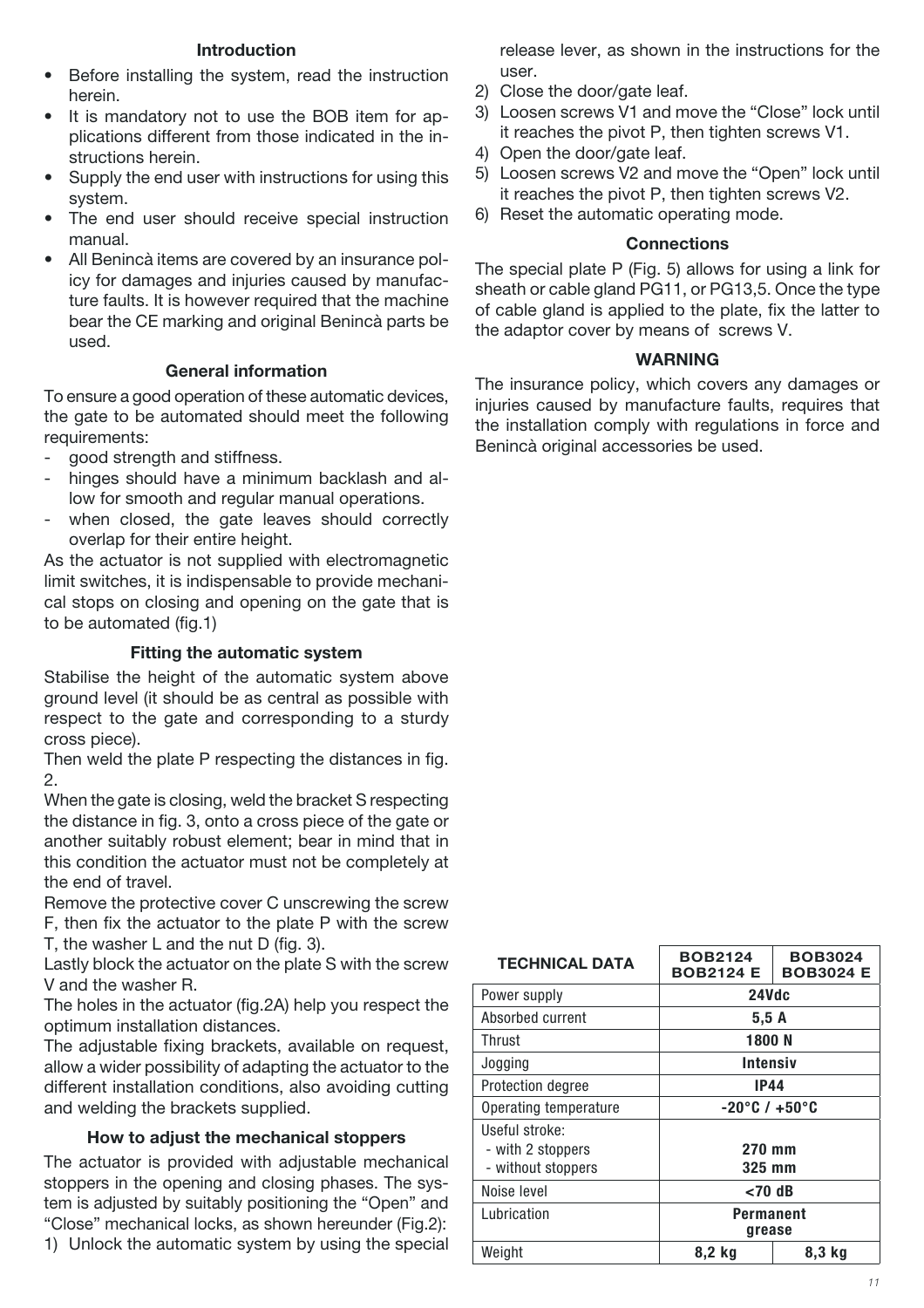## Introduction

- Before installing the system, read the instruction herein.
- It is mandatory not to use the BOB item for applications different from those indicated in the instructions herein.
- Supply the end user with instructions for using this system.
- The end user should receive special instruction manual.
- All Benincà items are covered by an insurance policy for damages and injuries caused by manufacture faults. It is however required that the machine bear the CE marking and original Benincà parts be used.

## General information

To ensure a good operation of these automatic devices, the gate to be automated should meet the following requirements:

- good strength and stiffness.
- hinges should have a minimum backlash and allow for smooth and regular manual operations.
- when closed, the gate leaves should correctly overlap for their entire height.

As the actuator is not supplied with electromagnetic limit switches, it is indispensable to provide mechanical stops on closing and opening on the gate that is to be automated (fig.1)

## Fitting the automatic system

Stabilise the height of the automatic system above ground level (it should be as central as possible with respect to the gate and corresponding to a sturdy cross piece).

Then weld the plate P respecting the distances in fig. 2.

When the gate is closing, weld the bracket S respecting the distance in fig. 3, onto a cross piece of the gate or another suitably robust element; bear in mind that in this condition the actuator must not be completely at the end of travel.

Remove the protective cover C unscrewing the screw F, then fix the actuator to the plate P with the screw T, the washer L and the nut D (fig. 3).

Lastly block the actuator on the plate S with the screw V and the washer R.

The holes in the actuator (fig.2A) help you respect the optimum installation distances.

The adjustable fixing brackets, available on request, allow a wider possibility of adapting the actuator to the different installation conditions, also avoiding cutting and welding the brackets supplied.

## How to adjust the mechanical stoppers

The actuator is provided with adjustable mechanical stoppers in the opening and closing phases. The system is adjusted by suitably positioning the “Open” and “Close” mechanical locks, as shown hereunder (Fig.2):

1) Unlock the automatic system by using the special release lever, as shown in the instructions for the user.
2) Close the door/gate leaf.
3) Loosen screws V1 and move the “Close” lock until it reaches the pivot P, then tighten screws V1.
4) Open the door/gate leaf.
5) Loosen screws V2 and move the “Open” lock until it reaches the pivot P, then tighten screws V2.
6) Reset the automatic operating mode.

## Connections

The special plate P (Fig. 5) allows for using a link for sheath or cable gland PG11, or PG13,5. Once the type of cable gland is applied to the plate, fix the latter to the adaptor cover by means of screws V.

## WARNING

The insurance policy, which covers any damages or injuries caused by manufacture faults, requires that the installation comply with regulations in force and Benincà original accessories be used.

| TECHNICAL DATA | BOB2124<br>BOB2124 E | BOB3024<br>BOB3024 E |
|---|---|---|
| Power supply | 24Vdc | |
| Absorbed current | 5,5 A | |
| Thrust | 1800 N | |
| Jogging | Intensiv | |
| Protection degree | IP44 | |
| Operating temperature | -20°C / +50°C | |
| Useful stroke:<br>- with 2 stoppers<br>- without stoppers | <br>270 mm<br>325 mm | |
| Noise level | <70 dB | |
| Lubrication | Permanent grease | |
| Weight | 8,2 kg | 8,3 kg |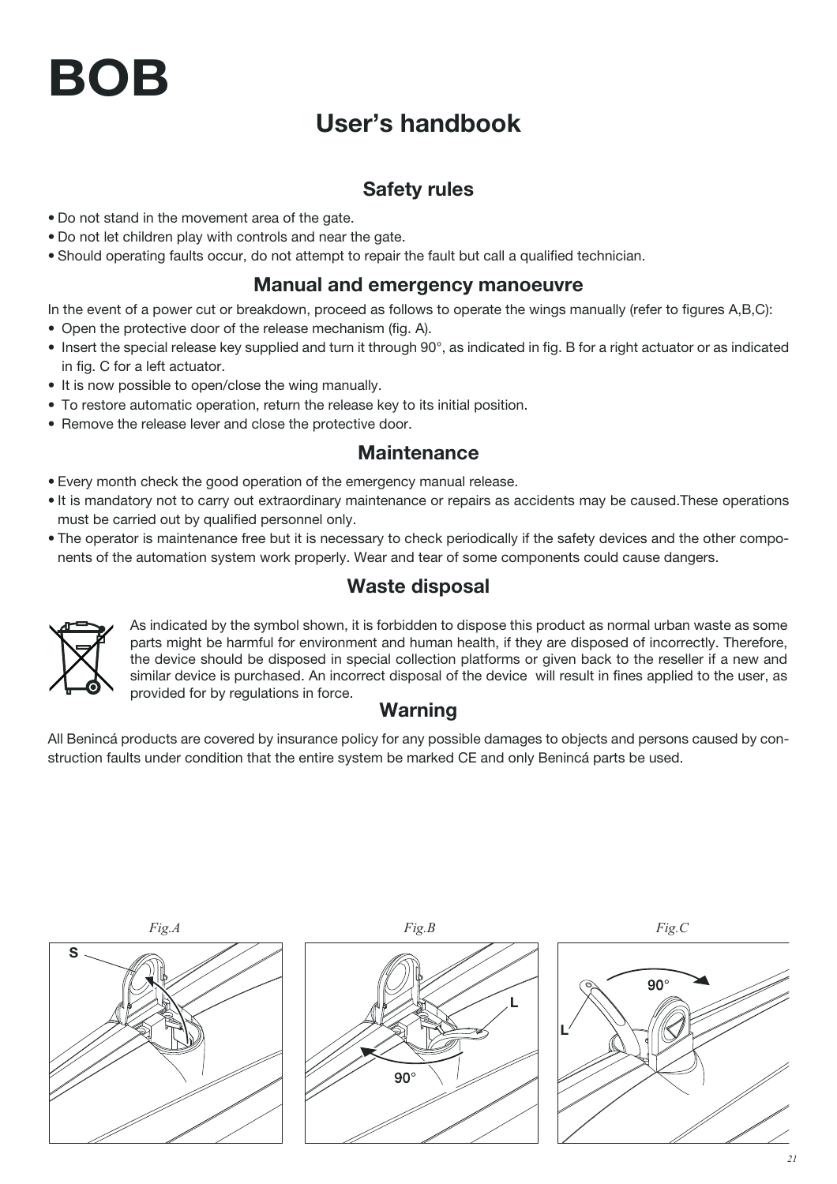# BOB

## User's handbook

### Safety rules

- Do not stand in the movement area of the gate.
- Do not let children play with controls and near the gate.
- Should operating faults occur, do not attempt to repair the fault but call a qualified technician.

### Manual and emergency manoeuvre

In the event of a power cut or breakdown, proceed as follows to operate the wings manually (refer to figures A,B,C):

- Open the protective door of the release mechanism (fig. A).
- Insert the special release key supplied and turn it through 90°, as indicated in fig. B for a right actuator or as indicated in fig. C for a left actuator.
- It is now possible to open/close the wing manually.
- To restore automatic operation, return the release key to its initial position.
- Remove the release lever and close the protective door.

### Maintenance

- Every month check the good operation of the emergency manual release.
- It is mandatory not to carry out extraordinary maintenance or repairs as accidents may be caused.These operations must be carried out by qualified personnel only.
- The operator is maintenance free but it is necessary to check periodically if the safety devices and the other components of the automation system work properly. Wear and tear of some components could cause dangers.

### Waste disposal

As indicated by the symbol shown, it is forbidden to dispose this product as normal urban waste as some parts might be harmful for environment and human health, if they are disposed of incorrectly. Therefore, the device should be disposed in special collection platforms or given back to the reseller if a new and similar device is purchased. An incorrect disposal of the device will result in fines applied to the user, as provided for by regulations in force.

### Warning

All Benincá products are covered by insurance policy for any possible damages to objects and persons caused by construction faults under condition that the entire system be marked CE and only Benincá parts be used.

*Fig.A* *Fig.B* *Fig.C*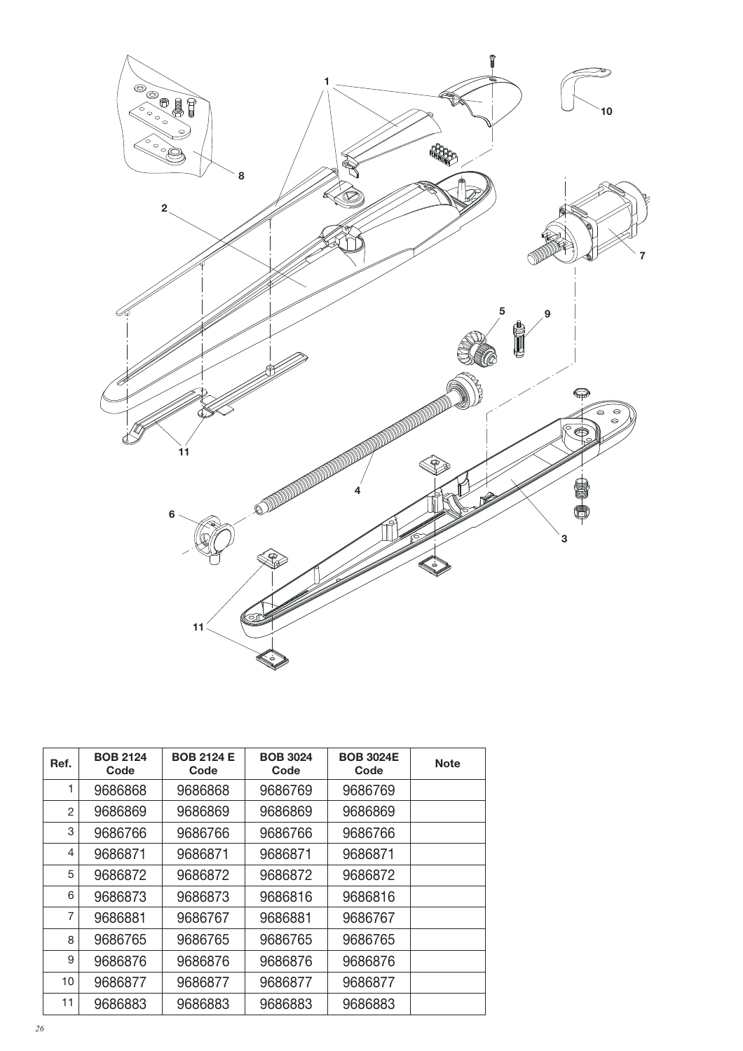| Ref. | BOB 2124 Code | BOB 2124 E Code | BOB 3024 Code | BOB 3024E Code | Note |
|---|---|---|---|---|---|
| 1 | 9686868 | 9686868 | 9686769 | 9686769 | |
| 2 | 9686869 | 9686869 | 9686869 | 9686869 | |
| 3 | 9686766 | 9686766 | 9686766 | 9686766 | |
| 4 | 9686871 | 9686871 | 9686871 | 9686871 | |
| 5 | 9686872 | 9686872 | 9686872 | 9686872 | |
| 6 | 9686873 | 9686873 | 9686816 | 9686816 | |
| 7 | 9686881 | 9686767 | 9686881 | 9686767 | |
| 8 | 9686765 | 9686765 | 9686765 | 9686765 | |
| 9 | 9686876 | 9686876 | 9686876 | 9686876 | |
| 10 | 9686877 | 9686877 | 9686877 | 9686877 | |
| 11 | 9686883 | 9686883 | 9686883 | 9686883 | |